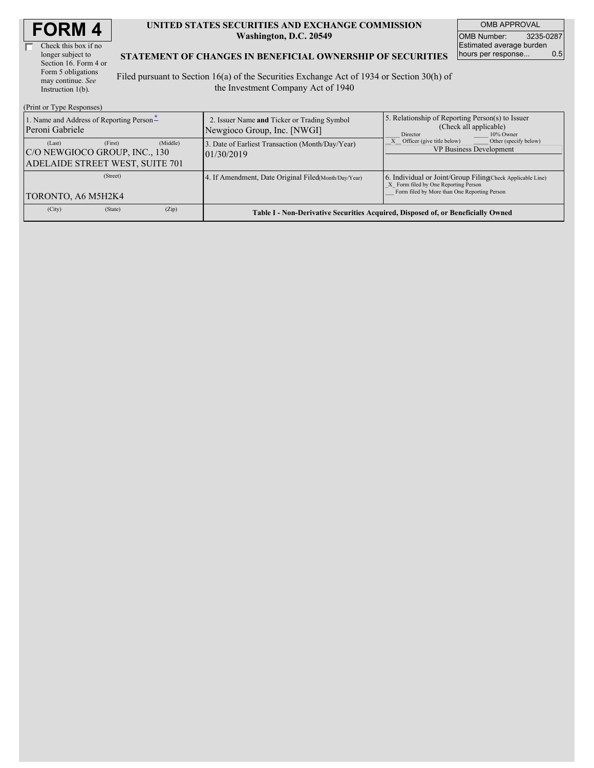# FORM 4

☐ Check this box if no longer subject to Section 16. Form 4 or Form 5 obligations may continue. *See* Instruction 1(b).

**UNITED STATES SECURITIES AND EXCHANGE COMMISSION**
**Washington, D.C. 20549**

**STATEMENT OF CHANGES IN BENEFICIAL OWNERSHIP OF SECURITIES**

Filed pursuant to Section 16(a) of the Securities Exchange Act of 1934 or Section 30(h) of the Investment Company Act of 1940

| OMB APPROVAL | |
|---|---|
| OMB Number: | 3235-0287 |
| Estimated average burden hours per response... | 0.5 |

(Print or Type Responses)

| 1. Name and Address of Reporting Person* | 2. Issuer Name **and** Ticker or Trading Symbol | 5. Relationship of Reporting Person(s) to Issuer (Check all applicable) |
|---|---|---|
| Peroni Gabriele | Newgioco Group, Inc. [NWGI] | ___ Director ___ 10% Owner |
| (Last) (First) (Middle) | 3. Date of Earliest Transaction (Month/Day/Year) | _X_ Officer (give title below) ___ Other (specify below) |
| C/O NEWGIOCO GROUP, INC., 130 ADELAIDE STREET WEST, SUITE 701 | 01/30/2019 | VP Business Development |
| (Street) | 4. If Amendment, Date Original Filed(Month/Day/Year) | 6. Individual or Joint/Group Filing(Check Applicable Line) |
| TORONTO, A6 M5H2K4 | | _X_ Form filed by One Reporting Person<br>___ Form filed by More than One Reporting Person |
| (City) (State) (Zip) | **Table I - Non-Derivative Securities Acquired, Disposed of, or Beneficially Owned** | |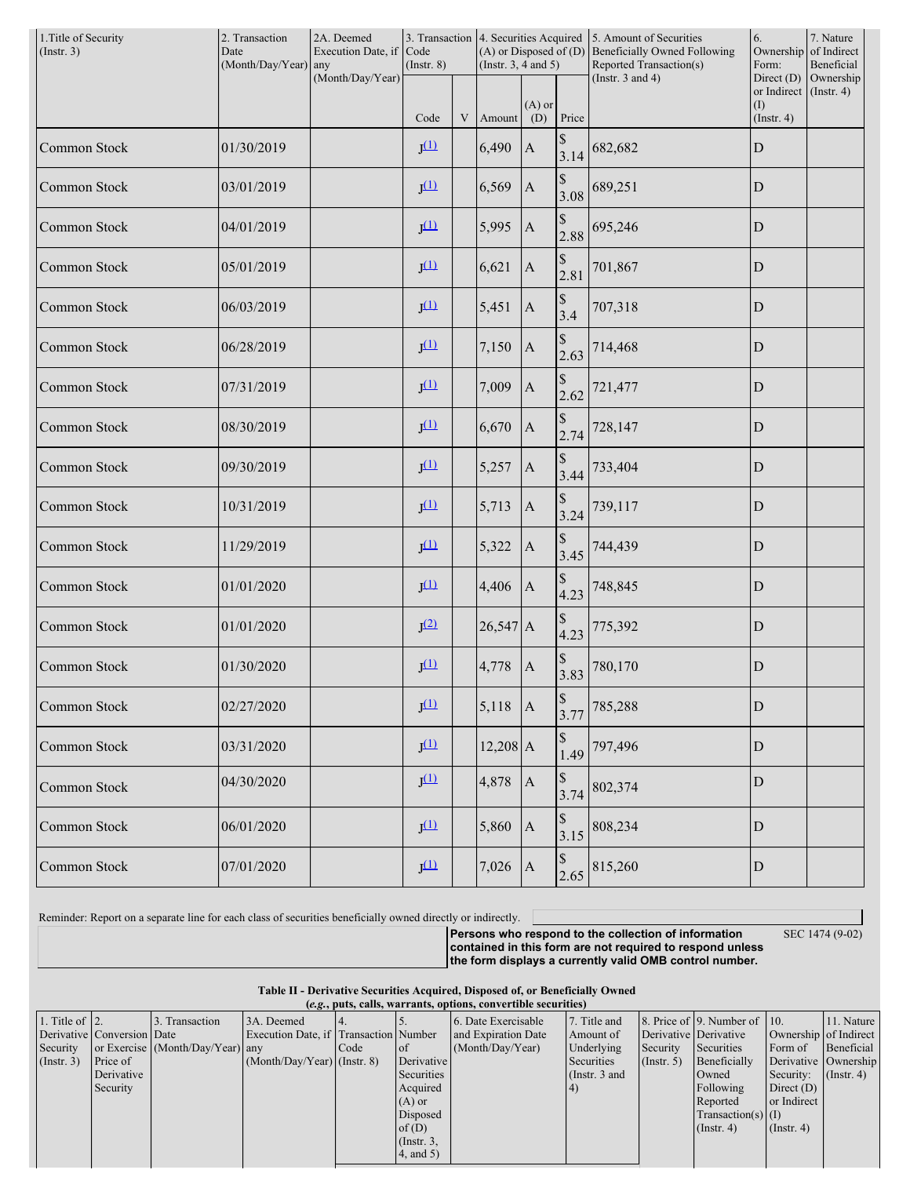| 1.Title of Security (Instr. 3) | 2. Transaction Date (Month/Day/Year) | 2A. Deemed Execution Date, if any (Month/Day/Year) | 3. Transaction Code (Instr. 8) | | 4. Securities Acquired (A) or Disposed of (D) (Instr. 3, 4 and 5) | | | 5. Amount of Securities Beneficially Owned Following Reported Transaction(s) (Instr. 3 and 4) | 6. Ownership Form: Direct (D) or Indirect (I) (Instr. 4) | 7. Nature of Indirect Beneficial Ownership (Instr. 4) |
|---|---|---|---|---|---|---|---|---|---|---|
| | | | Code | V | Amount | (A) or (D) | Price | | | |
| Common Stock | 01/30/2019 | | J[(1)] | | 6,490 | A | $ 3.14 | 682,682 | D | |
| Common Stock | 03/01/2019 | | J[(1)] | | 6,569 | A | $ 3.08 | 689,251 | D | |
| Common Stock | 04/01/2019 | | J[(1)] | | 5,995 | A | $ 2.88 | 695,246 | D | |
| Common Stock | 05/01/2019 | | J[(1)] | | 6,621 | A | $ 2.81 | 701,867 | D | |
| Common Stock | 06/03/2019 | | J[(1)] | | 5,451 | A | $ 3.4 | 707,318 | D | |
| Common Stock | 06/28/2019 | | J[(1)] | | 7,150 | A | $ 2.63 | 714,468 | D | |
| Common Stock | 07/31/2019 | | J[(1)] | | 7,009 | A | $ 2.62 | 721,477 | D | |
| Common Stock | 08/30/2019 | | J[(1)] | | 6,670 | A | $ 2.74 | 728,147 | D | |
| Common Stock | 09/30/2019 | | J[(1)] | | 5,257 | A | $ 3.44 | 733,404 | D | |
| Common Stock | 10/31/2019 | | J[(1)] | | 5,713 | A | $ 3.24 | 739,117 | D | |
| Common Stock | 11/29/2019 | | J[(1)] | | 5,322 | A | $ 3.45 | 744,439 | D | |
| Common Stock | 01/01/2020 | | J[(1)] | | 4,406 | A | $ 4.23 | 748,845 | D | |
| Common Stock | 01/01/2020 | | J[(2)] | | 26,547 | A | $ 4.23 | 775,392 | D | |
| Common Stock | 01/30/2020 | | J[(1)] | | 4,778 | A | $ 3.83 | 780,170 | D | |
| Common Stock | 02/27/2020 | | J[(1)] | | 5,118 | A | $ 3.77 | 785,288 | D | |
| Common Stock | 03/31/2020 | | J[(1)] | | 12,208 | A | $ 1.49 | 797,496 | D | |
| Common Stock | 04/30/2020 | | J[(1)] | | 4,878 | A | $ 3.74 | 802,374 | D | |
| Common Stock | 06/01/2020 | | J[(1)] | | 5,860 | A | $ 3.15 | 808,234 | D | |
| Common Stock | 07/01/2020 | | J[(1)] | | 7,026 | A | $ 2.65 | 815,260 | D | |

Reminder: Report on a separate line for each class of securities beneficially owned directly or indirectly.

**Persons who respond to the collection of information contained in this form are not required to respond unless the form displays a currently valid OMB control number.** SEC 1474 (9-02)

**Table II - Derivative Securities Acquired, Disposed of, or Beneficially Owned**
***(e.g., puts, calls, warrants, options, convertible securities)***

| 1. Title of Derivative Security (Instr. 3) | 2. Conversion or Exercise Price of Derivative Security | 3. Transaction Date (Month/Day/Year) | 3A. Deemed Execution Date, if any (Month/Day/Year) | 4. Transaction Code (Instr. 8) | 5. Number of Derivative Securities Acquired (A) or Disposed of (D) (Instr. 3, 4, and 5) | 6. Date Exercisable and Expiration Date (Month/Day/Year) | 7. Title and Amount of Underlying Securities (Instr. 3 and 4) | 8. Price of Derivative Security (Instr. 5) | 9. Number of Derivative Securities Beneficially Owned Following Reported Transaction(s) (Instr. 4) | 10. Ownership Form of Derivative Security: Direct (D) or Indirect (I) (Instr. 4) | 11. Nature of Indirect Beneficial Ownership (Instr. 4) |
|---|---|---|---|---|---|---|---|---|---|---|---|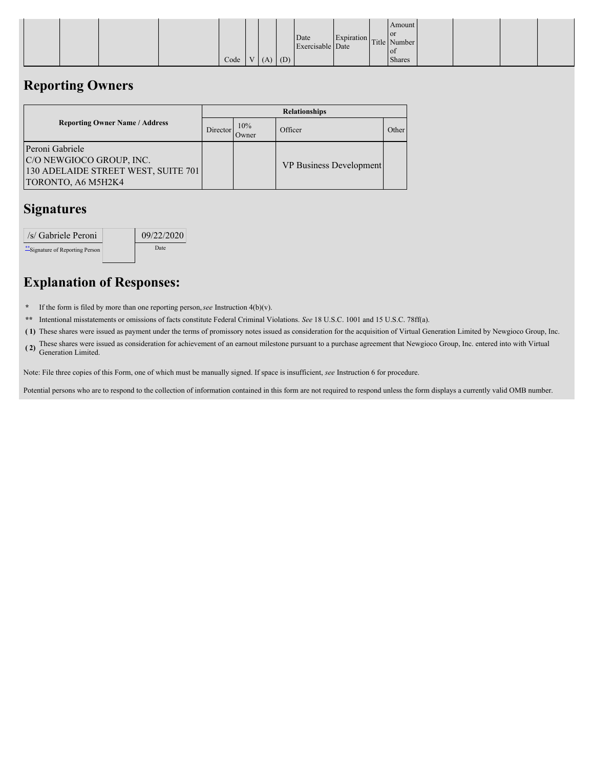| | | | | | | | | | | | | | | | |
|---|---|---|---|---|---|---|---|---|---|---|---|---|---|---|---|
| | | | | Code | V | (A) | (D) | Date Exercisable | Expiration Date | Title | Amount or Number of Shares | | | | |

## Reporting Owners

| Reporting Owner Name / Address | Relationships | | | |
|---|---|---|---|---|
| | Director | 10% Owner | Officer | Other |
| Peroni Gabriele<br>C/O NEWGIOCO GROUP, INC.<br>130 ADELAIDE STREET WEST, SUITE 701<br>TORONTO, A6 M5H2K4 | | | VP Business Development | |

## Signatures

| /s/ Gabriele Peroni | | 09/22/2020 |
|---|---|---|
| **Signature of Reporting Person | | Date |

## Explanation of Responses:

- \* If the form is filed by more than one reporting person, *see* Instruction 4(b)(v).
- \*\* Intentional misstatements or omissions of facts constitute Federal Criminal Violations. *See* 18 U.S.C. 1001 and 15 U.S.C. 78ff(a).
- **( 1)** These shares were issued as payment under the terms of promissory notes issued as consideration for the acquisition of Virtual Generation Limited by Newgioco Group, Inc.
- **( 2)** These shares were issued as consideration for achievement of an earnout milestone pursuant to a purchase agreement that Newgioco Group, Inc. entered into with Virtual Generation Limited.

Note: File three copies of this Form, one of which must be manually signed. If space is insufficient, *see* Instruction 6 for procedure.

Potential persons who are to respond to the collection of information contained in this form are not required to respond unless the form displays a currently valid OMB number.